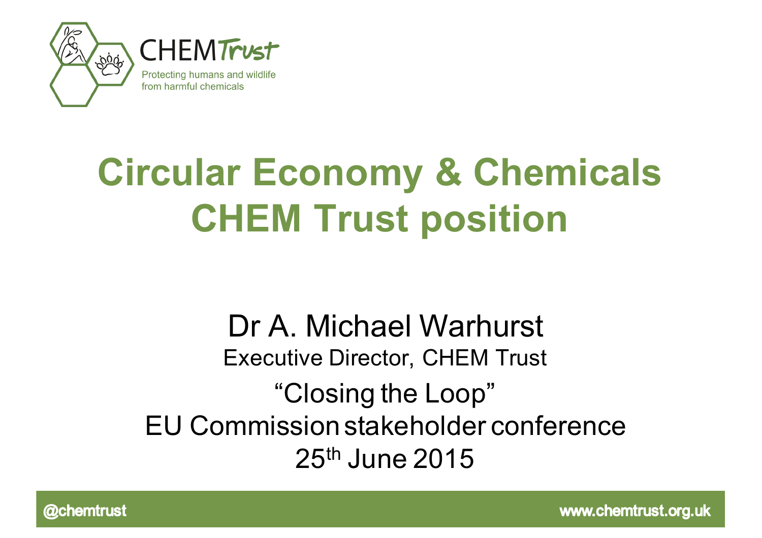CHEM Trust

Protecting humans and wildlife from harmful chemicals

# Circular Economy & Chemicals CHEM Trust position

Dr A. Michael Warhurst

Executive Director, CHEM Trust

"Closing the Loop"

EU Commission stakeholder conference

25th June 2015

@chemtrust

www.chemtrust.org.uk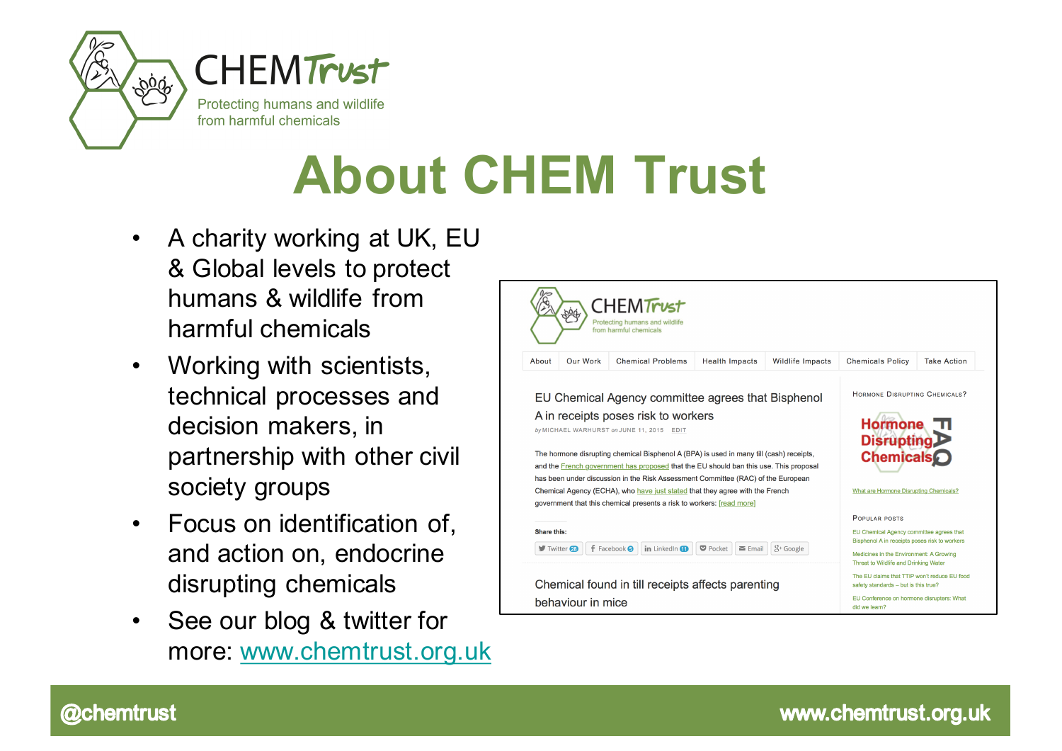CHEM Trust

Protecting humans and wildlife from harmful chemicals

# About CHEM Trust

- A charity working at UK, EU & Global levels to protect humans & wildlife from harmful chemicals
- Working with scientists, technical processes and decision makers, in partnership with other civil society groups
- Focus on identification of, and action on, endocrine disrupting chemicals
- See our blog & twitter for more: www.chemtrust.org.uk

CHEM Trust

Protecting humans and wildlife from harmful chemicals

About | Our Work | Chemical Problems | Health Impacts | Wildlife Impacts | Chemicals Policy | Take Action

EU Chemical Agency committee agrees that Bisphenol A in receipts poses risk to workers

by MICHAEL WARHURST on JUNE 11, 2015 EDIT

The hormone disrupting chemical Bisphenol A (BPA) is used in many till (cash) receipts, and the French government has proposed that the EU should ban this use. This proposal has been under discussion in the Risk Assessment Committee (RAC) of the European Chemical Agency (ECHA), who have just stated that they agree with the French government that this chemical presents a risk to workers: [read more]

Share this:

Twitter 28 | Facebook 5 | LinkedIn 11 | Pocket | Email | Google

Chemical found in till receipts affects parenting behaviour in mice

HORMONE DISRUPTING CHEMICALS?

Hormone Disrupting Chemicals FAQ

What are Hormone Disrupting Chemicals?

POPULAR POSTS

EU Chemical Agency committee agrees that Bisphenol A in receipts poses risk to workers

Medicines in the Environment: A Growing Threat to Wildlife and Drinking Water

The EU claims that TTIP won't reduce EU food safety standards – but is this true?

EU Conference on hormone disrupters: What did we learn?

@chemtrust

www.chemtrust.org.uk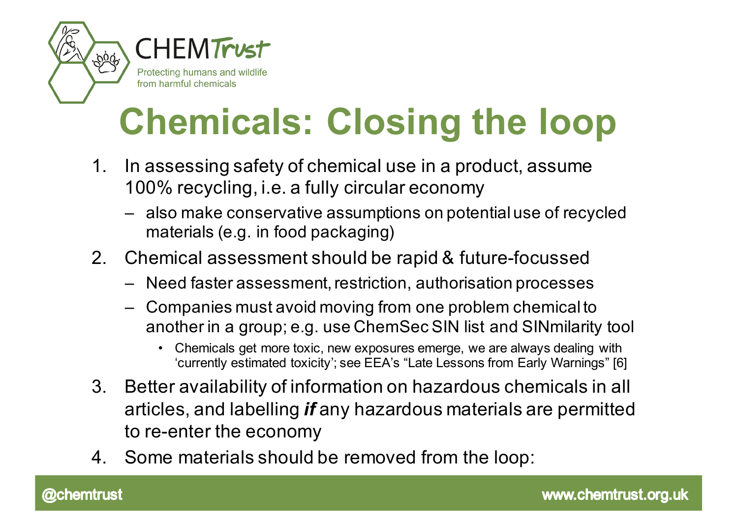# Chemicals: Closing the loop

1. In assessing safety of chemical use in a product, assume 100% recycling, i.e. a fully circular economy
   - also make conservative assumptions on potential use of recycled materials (e.g. in food packaging)
2. Chemical assessment should be rapid & future-focussed
   - Need faster assessment, restriction, authorisation processes
   - Companies must avoid moving from one problem chemical to another in a group; e.g. use ChemSec SIN list and SINmilarity tool
     - Chemicals get more toxic, new exposures emerge, we are always dealing with 'currently estimated toxicity'; see EEA's "Late Lessons from Early Warnings" [6]
3. Better availability of information on hazardous chemicals in all articles, and labelling ***if*** any hazardous materials are permitted to re-enter the economy
4. Some materials should be removed from the loop: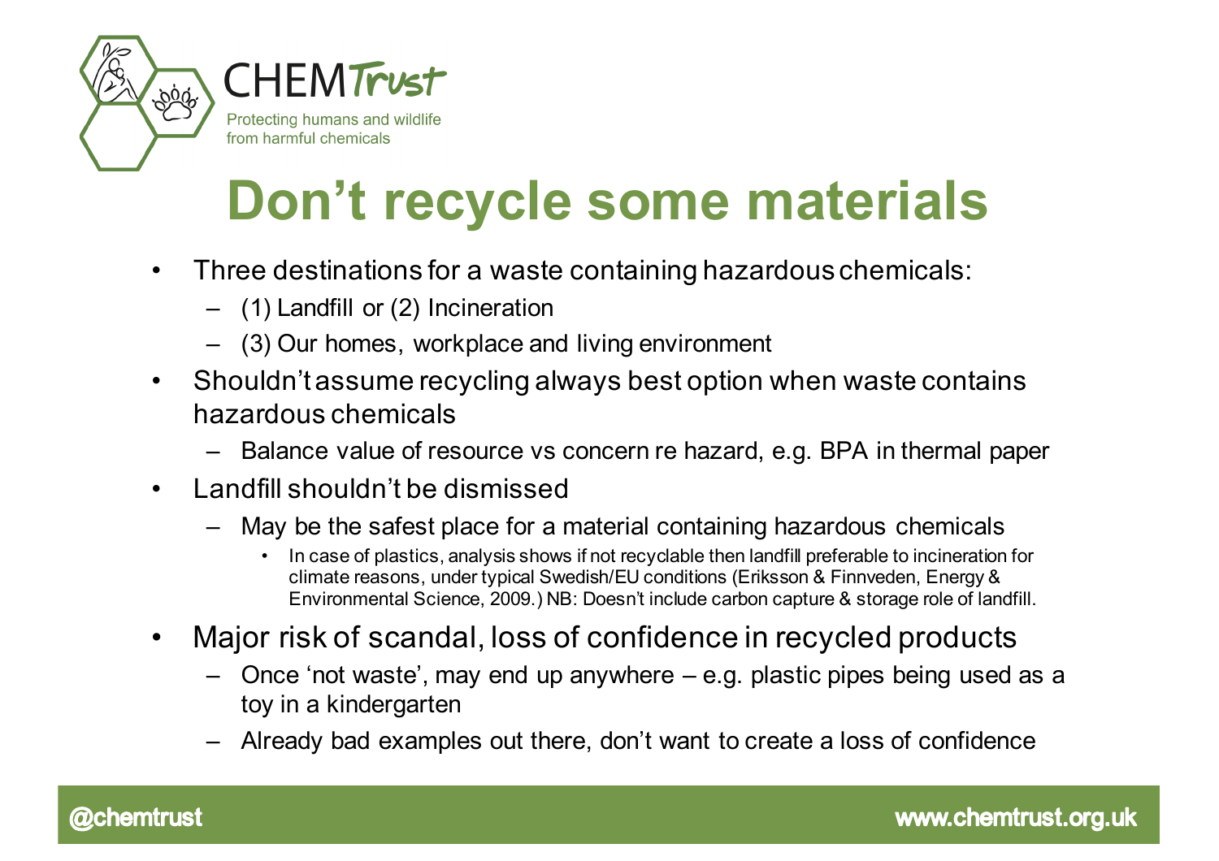# Don't recycle some materials

- Three destinations for a waste containing hazardous chemicals:
  - (1) Landfill or (2) Incineration
  - (3) Our homes, workplace and living environment
- Shouldn't assume recycling always best option when waste contains hazardous chemicals
  - Balance value of resource vs concern re hazard, e.g. BPA in thermal paper
- Landfill shouldn't be dismissed
  - May be the safest place for a material containing hazardous chemicals
    - In case of plastics, analysis shows if not recyclable then landfill preferable to incineration for climate reasons, under typical Swedish/EU conditions (Eriksson & Finnveden, Energy & Environmental Science, 2009.) NB: Doesn't include carbon capture & storage role of landfill.
- Major risk of scandal, loss of confidence in recycled products
  - Once 'not waste', may end up anywhere – e.g. plastic pipes being used as a toy in a kindergarten
  - Already bad examples out there, don't want to create a loss of confidence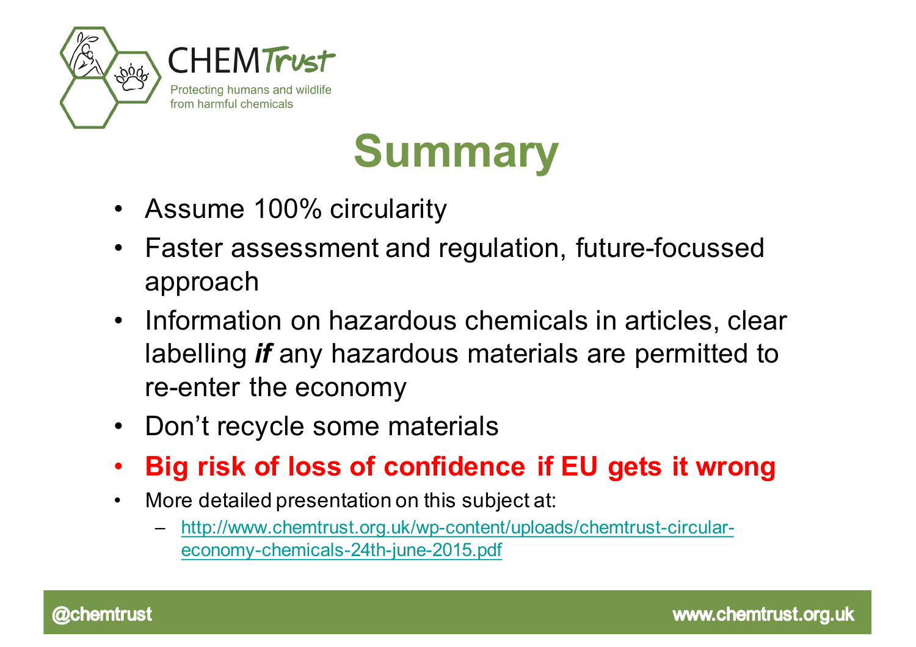# Summary

- Assume 100% circularity
- Faster assessment and regulation, future-focussed approach
- Information on hazardous chemicals in articles, clear labelling ***if*** any hazardous materials are permitted to re-enter the economy
- Don't recycle some materials
- **Big risk of loss of confidence if EU gets it wrong**
- More detailed presentation on this subject at:
  - [http://www.chemtrust.org.uk/wp-content/uploads/chemtrust-circular-economy-chemicals-24th-june-2015.pdf](http://www.chemtrust.org.uk/wp-content/uploads/chemtrust-circular-economy-chemicals-24th-june-2015.pdf)